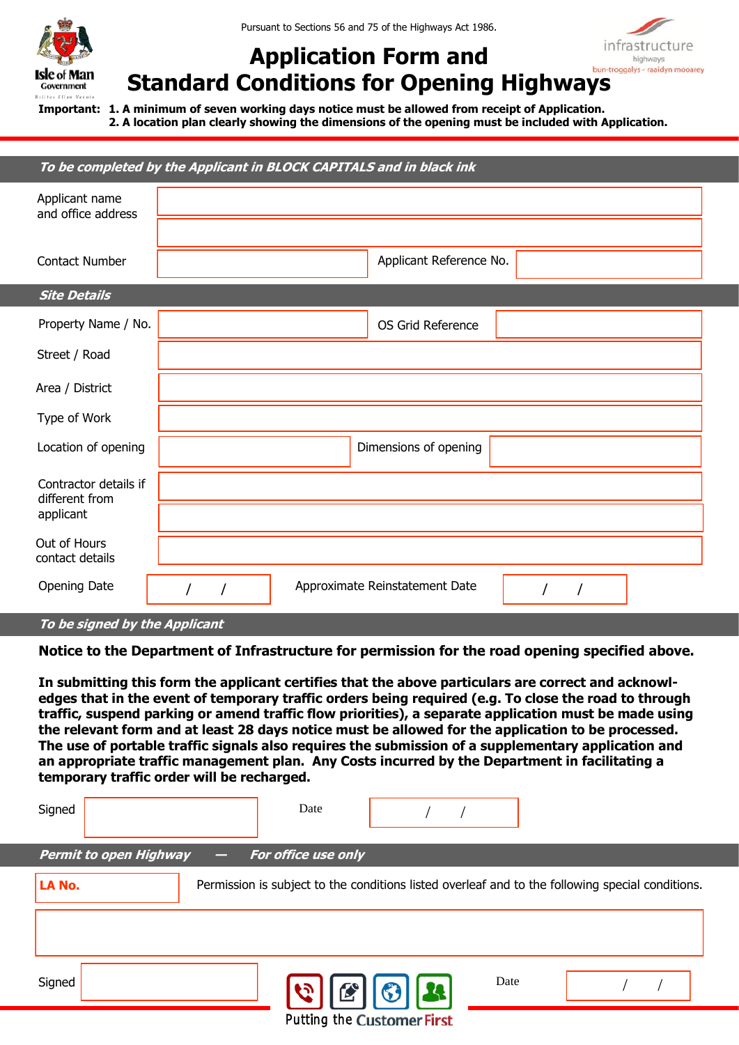Pursuant to Sections 56 and 75 of the Highways Act 1986.

# Application Form and Standard Conditions for Opening Highways

**Important: 1. A minimum of seven working days notice must be allowed from receipt of Application.**
**2. A location plan clearly showing the dimensions of the opening must be included with Application.**

## *To be completed by the Applicant in BLOCK CAPITALS and in black ink*

| | | | |
|---|---|---|---|
| Applicant name and office address | | | |
| | | | |
| Contact Number | | Applicant Reference No. | |

## *Site Details*

| | | | |
|---|---|---|---|
| Property Name / No. | | OS Grid Reference | |
| Street / Road | | | |
| Area / District | | | |
| Type of Work | | | |
| Location of opening | | Dimensions of opening | |
| Contractor details if different from applicant | | | |
| | | | |
| Out of Hours contact details | | | |
| Opening Date | / / | Approximate Reinstatement Date | / / |

## *To be signed by the Applicant*

**Notice to the Department of Infrastructure for permission for the road opening specified above.**

**In submitting this form the applicant certifies that the above particulars are correct and acknowledges that in the event of temporary traffic orders being required (e.g. To close the road to through traffic, suspend parking or amend traffic flow priorities), a separate application must be made using the relevant form and at least 28 days notice must be allowed for the application to be processed. The use of portable traffic signals also requires the submission of a supplementary application and an appropriate traffic management plan. Any Costs incurred by the Department in facilitating a temporary traffic order will be recharged.**

| | | | |
|---|---|---|---|
| Signed | | Date | / / |

## *Permit to open Highway — For office use only*

**LA No.**

Permission is subject to the conditions listed overleaf and to the following special conditions.

| | | | |
|---|---|---|---|
| Signed | | Date | / / |

Putting the Customer First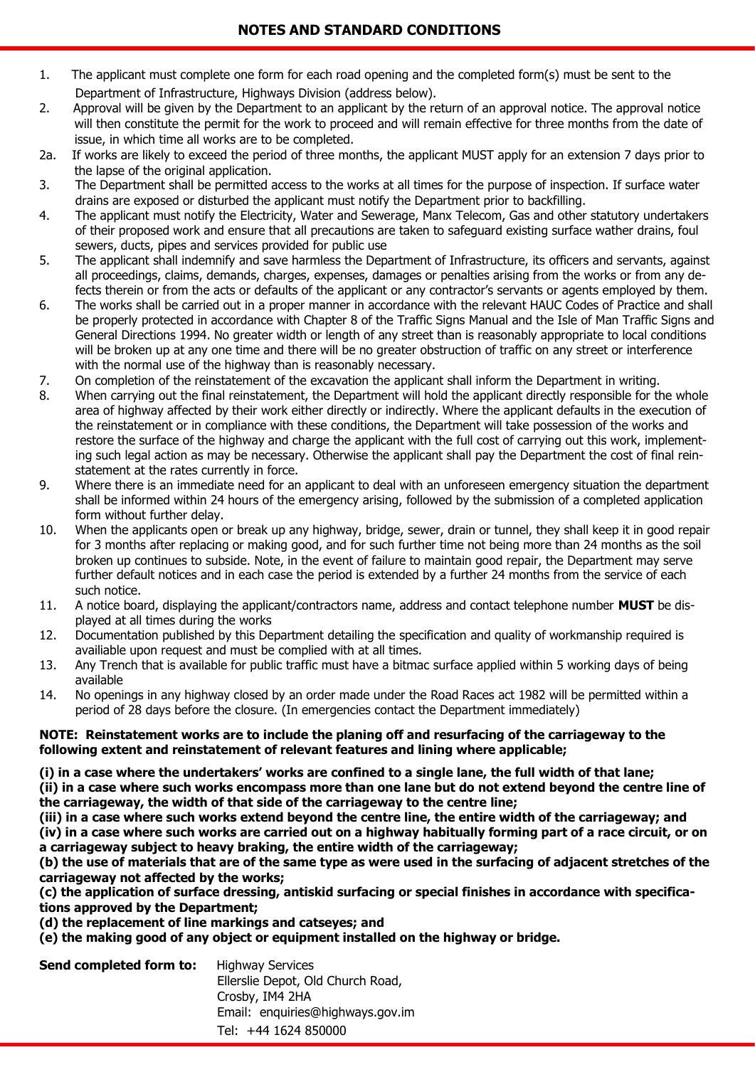## NOTES AND STANDARD CONDITIONS

1. The applicant must complete one form for each road opening and the completed form(s) must be sent to the Department of Infrastructure, Highways Division (address below).
2. Approval will be given by the Department to an applicant by the return of an approval notice. The approval notice will then constitute the permit for the work to proceed and will remain effective for three months from the date of issue, in which time all works are to be completed.

2a. If works are likely to exceed the period of three months, the applicant MUST apply for an extension 7 days prior to the lapse of the original application.

3. The Department shall be permitted access to the works at all times for the purpose of inspection. If surface water drains are exposed or disturbed the applicant must notify the Department prior to backfilling.
4. The applicant must notify the Electricity, Water and Sewerage, Manx Telecom, Gas and other statutory undertakers of their proposed work and ensure that all precautions are taken to safeguard existing surface wather drains, foul sewers, ducts, pipes and services provided for public use
5. The applicant shall indemnify and save harmless the Department of Infrastructure, its officers and servants, against all proceedings, claims, demands, charges, expenses, damages or penalties arising from the works or from any defects therein or from the acts or defaults of the applicant or any contractor's servants or agents employed by them.
6. The works shall be carried out in a proper manner in accordance with the relevant HAUC Codes of Practice and shall be properly protected in accordance with Chapter 8 of the Traffic Signs Manual and the Isle of Man Traffic Signs and General Directions 1994. No greater width or length of any street than is reasonably appropriate to local conditions will be broken up at any one time and there will be no greater obstruction of traffic on any street or interference with the normal use of the highway than is reasonably necessary.
7. On completion of the reinstatement of the excavation the applicant shall inform the Department in writing.
8. When carrying out the final reinstatement, the Department will hold the applicant directly responsible for the whole area of highway affected by their work either directly or indirectly. Where the applicant defaults in the execution of the reinstatement or in compliance with these conditions, the Department will take possession of the works and restore the surface of the highway and charge the applicant with the full cost of carrying out this work, implementing such legal action as may be necessary. Otherwise the applicant shall pay the Department the cost of final reinstatement at the rates currently in force.
9. Where there is an immediate need for an applicant to deal with an unforeseen emergency situation the department shall be informed within 24 hours of the emergency arising, followed by the submission of a completed application form without further delay.
10. When the applicants open or break up any highway, bridge, sewer, drain or tunnel, they shall keep it in good repair for 3 months after replacing or making good, and for such further time not being more than 24 months as the soil broken up continues to subside. Note, in the event of failure to maintain good repair, the Department may serve further default notices and in each case the period is extended by a further 24 months from the service of each such notice.
11. A notice board, displaying the applicant/contractors name, address and contact telephone number **MUST** be displayed at all times during the works
12. Documentation published by this Department detailing the specification and quality of workmanship required is availiable upon request and must be complied with at all times.
13. Any Trench that is available for public traffic must have a bitmac surface applied within 5 working days of being available
14. No openings in any highway closed by an order made under the Road Races act 1982 will be permitted within a period of 28 days before the closure. (In emergencies contact the Department immediately)

**NOTE: Reinstatement works are to include the planing off and resurfacing of the carriageway to the following extent and reinstatement of relevant features and lining where applicable;**

**(i) in a case where the undertakers' works are confined to a single lane, the full width of that lane;**
**(ii) in a case where such works encompass more than one lane but do not extend beyond the centre line of the carriageway, the width of that side of the carriageway to the centre line;**
**(iii) in a case where such works extend beyond the centre line, the entire width of the carriageway; and**
**(iv) in a case where such works are carried out on a highway habitually forming part of a race circuit, or on a carriageway subject to heavy braking, the entire width of the carriageway;**
**(b) the use of materials that are of the same type as were used in the surfacing of adjacent stretches of the carriageway not affected by the works;**
**(c) the application of surface dressing, antiskid surfacing or special finishes in accordance with specifications approved by the Department;**
**(d) the replacement of line markings and catseyes; and**
**(e) the making good of any object or equipment installed on the highway or bridge.**

**Send completed form to:** Highway Services
Ellerslie Depot, Old Church Road,
Crosby, IM4 2HA
Email: enquiries@highways.gov.im
Tel: +44 1624 850000